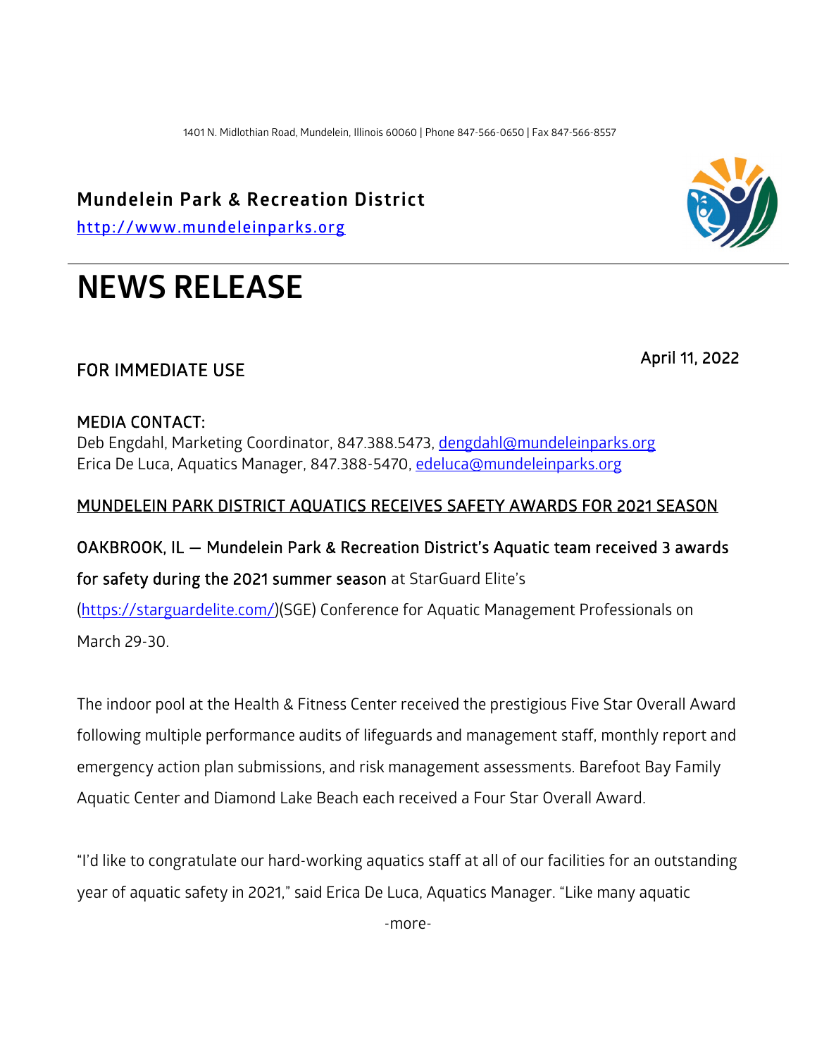1401 N. Midlothian Road, Mundelein, Illinois 60060 | Phone 847-566-0650 | Fax 847-566-8557

**Mundelein Park & Recreation District**

http://www.mundeleinparks.org

# NEWS RELEASE

April 11, 2022

## FOR IMMEDIATE USE

**MEDIA CONTACT:**
Deb Engdahl, Marketing Coordinator, 847.388.5473, dengdahl@mundeleinparks.org
Erica De Luca, Aquatics Manager, 847.388-5470, edeluca@mundeleinparks.org

**MUNDELEIN PARK DISTRICT AQUATICS RECEIVES SAFETY AWARDS FOR 2021 SEASON**

**OAKBROOK, IL — Mundelein Park & Recreation District's Aquatic team received 3 awards for safety during the 2021 summer season** at StarGuard Elite's (https://starguardelite.com/)(SGE) Conference for Aquatic Management Professionals on March 29-30.

The indoor pool at the Health & Fitness Center received the prestigious Five Star Overall Award following multiple performance audits of lifeguards and management staff, monthly report and emergency action plan submissions, and risk management assessments. Barefoot Bay Family Aquatic Center and Diamond Lake Beach each received a Four Star Overall Award.

"I'd like to congratulate our hard-working aquatics staff at all of our facilities for an outstanding year of aquatic safety in 2021," said Erica De Luca, Aquatics Manager. "Like many aquatic

-more-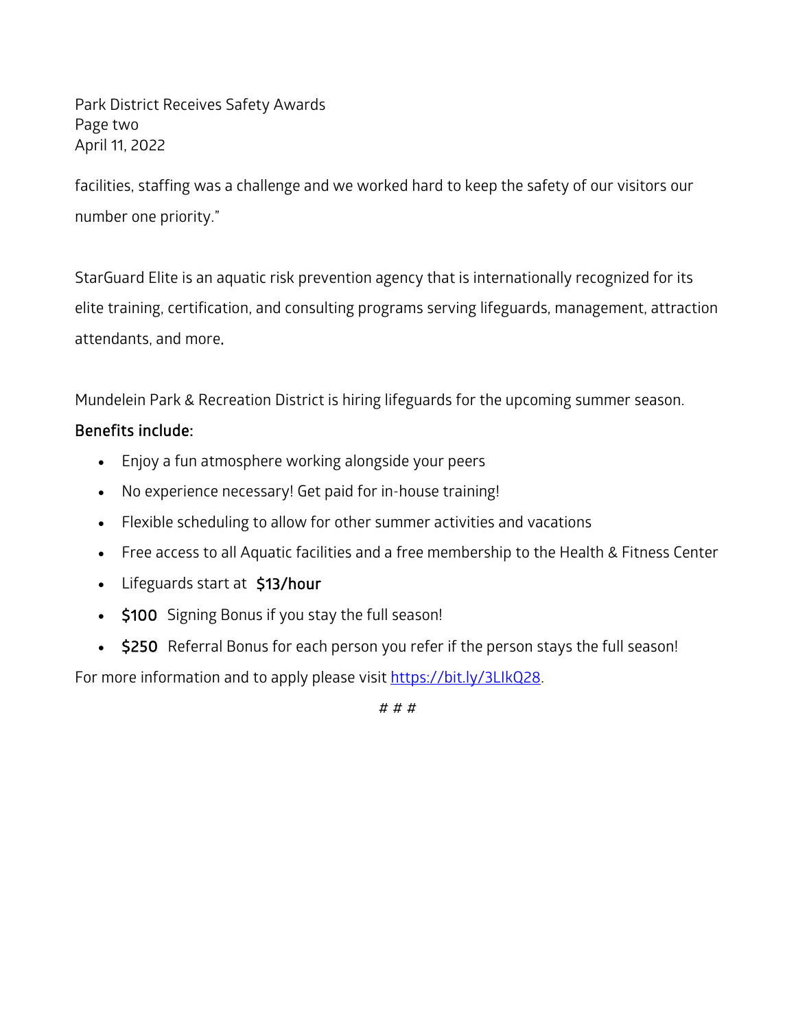facilities, staffing was a challenge and we worked hard to keep the safety of our visitors our number one priority."

StarGuard Elite is an aquatic risk prevention agency that is internationally recognized for its elite training, certification, and consulting programs serving lifeguards, management, attraction attendants, and more.

Mundelein Park & Recreation District is hiring lifeguards for the upcoming summer season.

**Benefits include:**

- Enjoy a fun atmosphere working alongside your peers
- No experience necessary! Get paid for in-house training!
- Flexible scheduling to allow for other summer activities and vacations
- Free access to all Aquatic facilities and a free membership to the Health & Fitness Center
- Lifeguards start at **$13/hour**
- **$100** Signing Bonus if you stay the full season!
- **$250** Referral Bonus for each person you refer if the person stays the full season!

For more information and to apply please visit [https://bit.ly/3LIkQ28](https://bit.ly/3LIkQ28).

# # #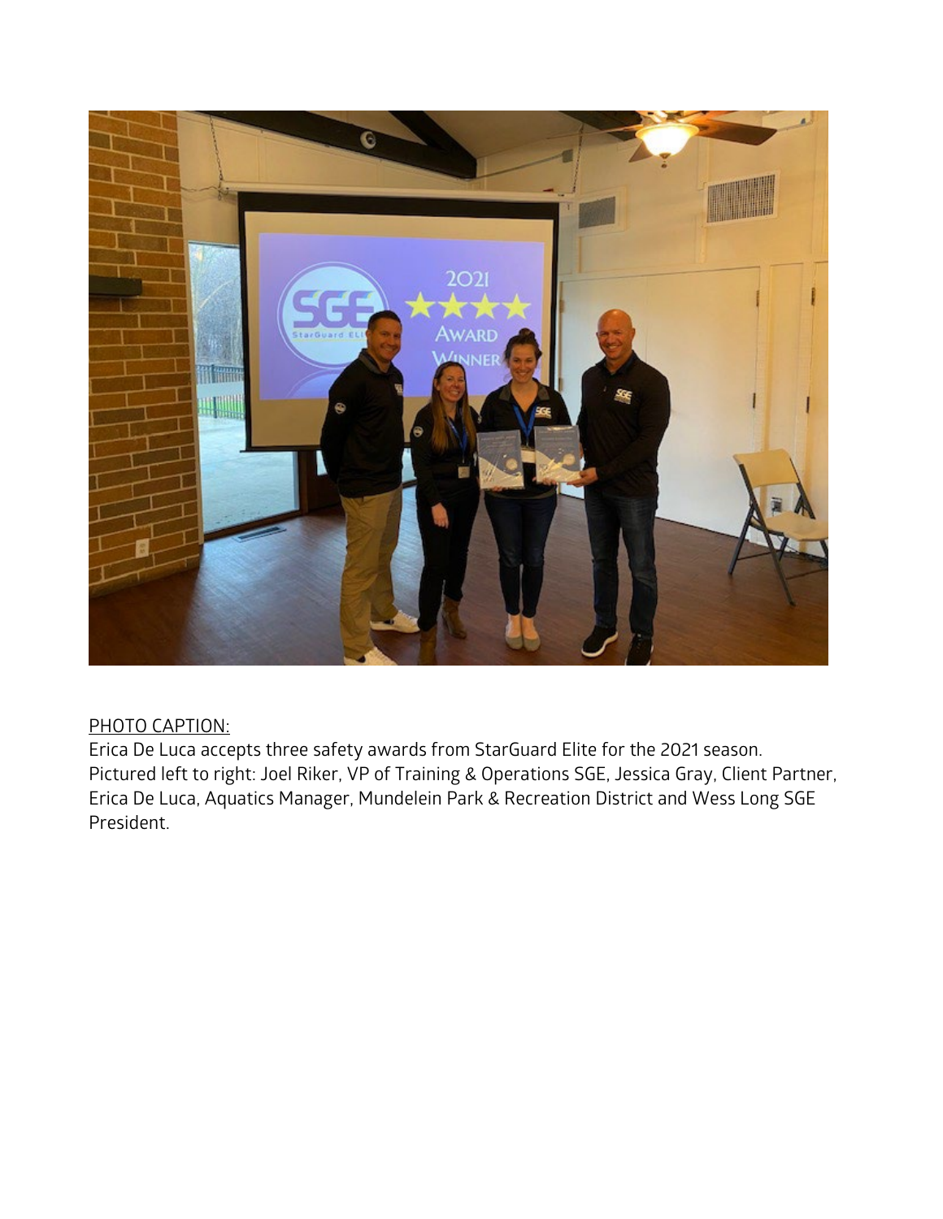PHOTO CAPTION:

Erica De Luca accepts three safety awards from StarGuard Elite for the 2021 season. Pictured left to right: Joel Riker, VP of Training & Operations SGE, Jessica Gray, Client Partner, Erica De Luca, Aquatics Manager, Mundelein Park & Recreation District and Wess Long SGE President.